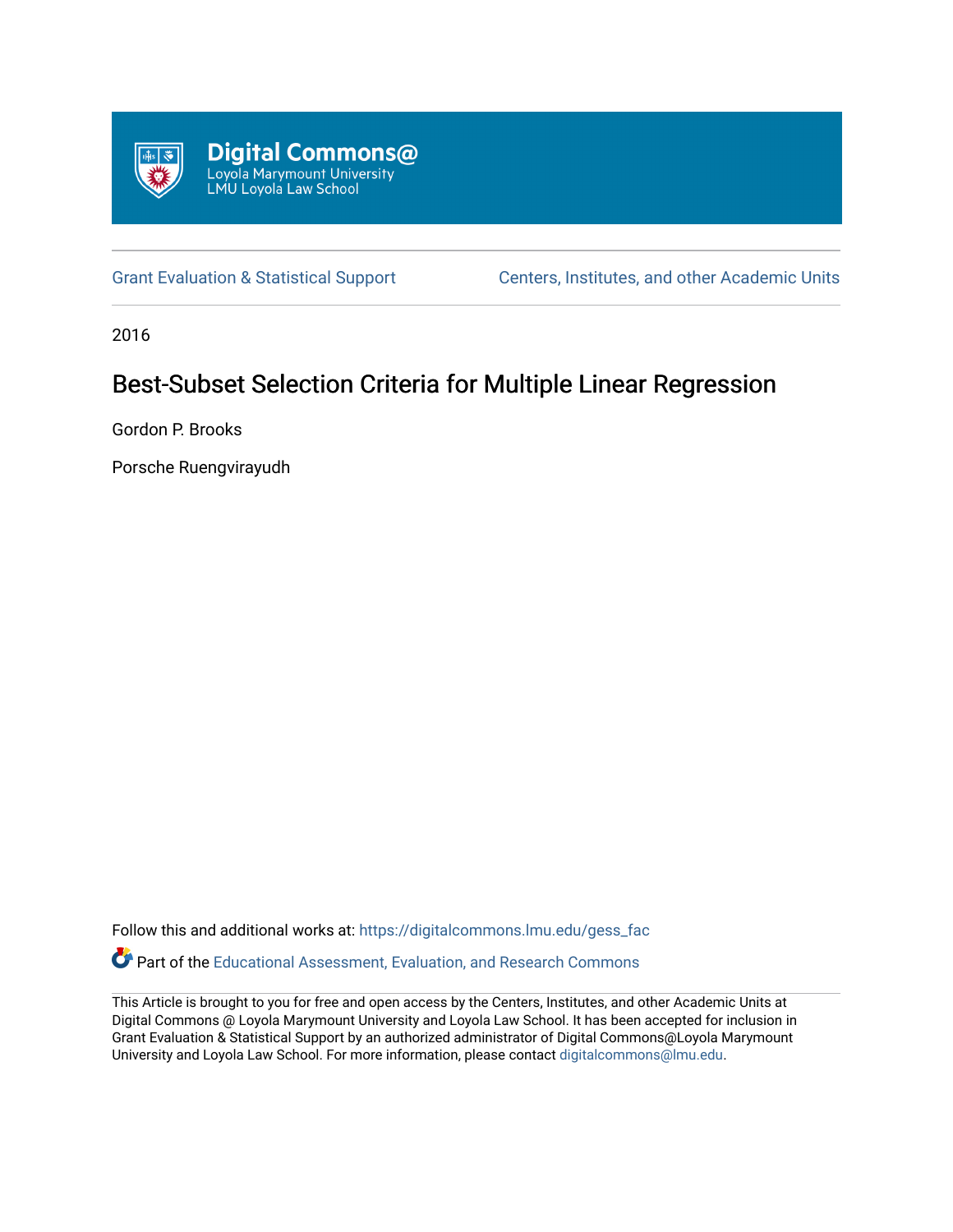Digital Commons@ Loyola Marymount University LMU Loyola Law School

Grant Evaluation & Statistical Support

Centers, Institutes, and other Academic Units

2016

# Best-Subset Selection Criteria for Multiple Linear Regression

Gordon P. Brooks

Porsche Ruengvirayudh

Follow this and additional works at: https://digitalcommons.lmu.edu/gess_fac

Part of the Educational Assessment, Evaluation, and Research Commons

This Article is brought to you for free and open access by the Centers, Institutes, and other Academic Units at Digital Commons @ Loyola Marymount University and Loyola Law School. It has been accepted for inclusion in Grant Evaluation & Statistical Support by an authorized administrator of Digital Commons@Loyola Marymount University and Loyola Law School. For more information, please contact digitalcommons@lmu.edu.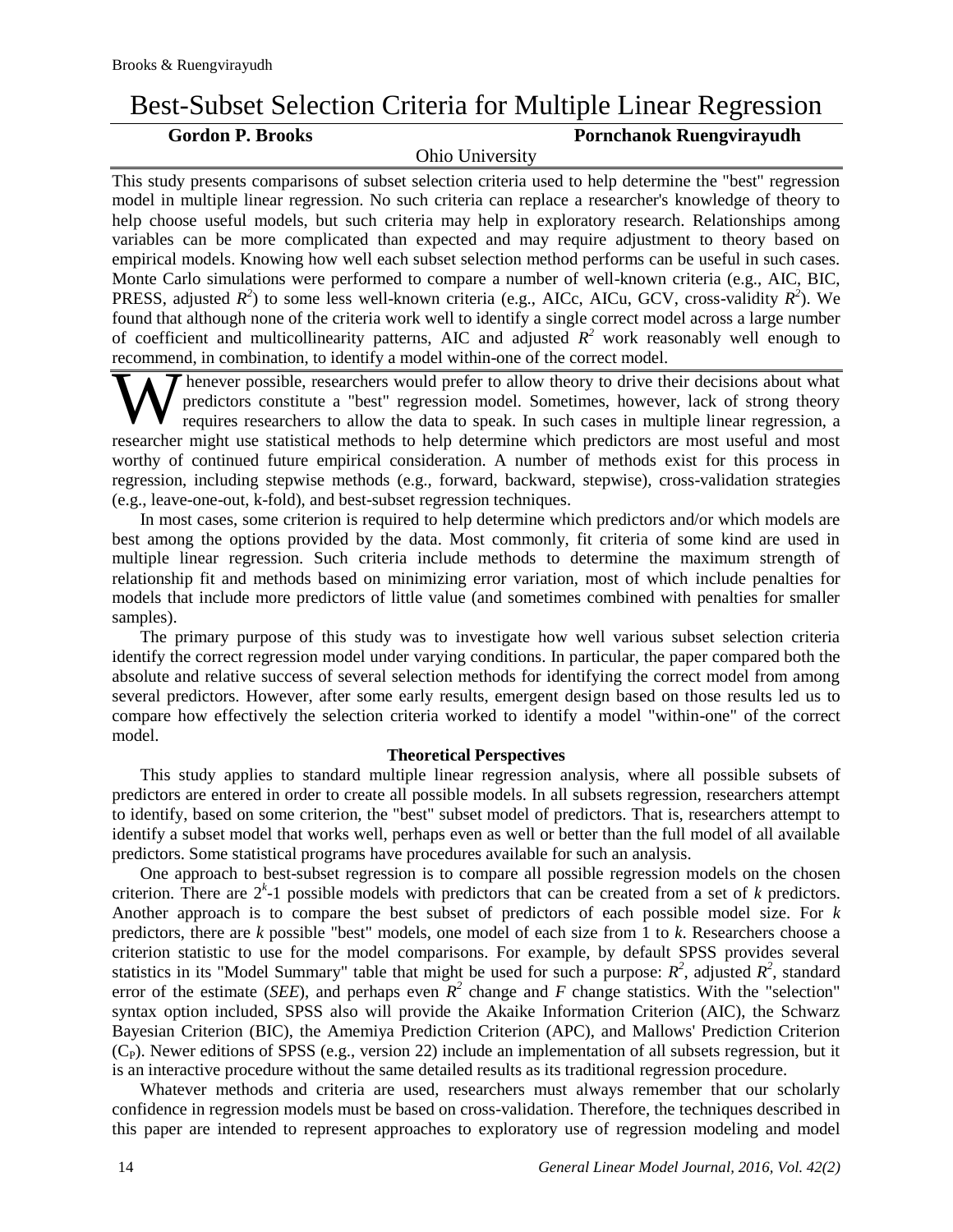# Best-Subset Selection Criteria for Multiple Linear Regression

**Gordon P. Brooks** **Pornchanok Ruengvirayudh**

Ohio University

This study presents comparisons of subset selection criteria used to help determine the "best" regression model in multiple linear regression. No such criteria can replace a researcher's knowledge of theory to help choose useful models, but such criteria may help in exploratory research. Relationships among variables can be more complicated than expected and may require adjustment to theory based on empirical models. Knowing how well each subset selection method performs can be useful in such cases. Monte Carlo simulations were performed to compare a number of well-known criteria (e.g., AIC, BIC, PRESS, adjusted $R^2$) to some less well-known criteria (e.g., AICc, AICu, GCV, cross-validity $R^2$). We found that although none of the criteria work well to identify a single correct model across a large number of coefficient and multicollinearity patterns, AIC and adjusted $R^2$ work reasonably well enough to recommend, in combination, to identify a model within-one of the correct model.

Whenever possible, researchers would prefer to allow theory to drive their decisions about what predictors constitute a "best" regression model. Sometimes, however, lack of strong theory requires researchers to allow the data to speak. In such cases in multiple linear regression, a researcher might use statistical methods to help determine which predictors are most useful and most worthy of continued future empirical consideration. A number of methods exist for this process in regression, including stepwise methods (e.g., forward, backward, stepwise), cross-validation strategies (e.g., leave-one-out, k-fold), and best-subset regression techniques.

In most cases, some criterion is required to help determine which predictors and/or which models are best among the options provided by the data. Most commonly, fit criteria of some kind are used in multiple linear regression. Such criteria include methods to determine the maximum strength of relationship fit and methods based on minimizing error variation, most of which include penalties for models that include more predictors of little value (and sometimes combined with penalties for smaller samples).

The primary purpose of this study was to investigate how well various subset selection criteria identify the correct regression model under varying conditions. In particular, the paper compared both the absolute and relative success of several selection methods for identifying the correct model from among several predictors. However, after some early results, emergent design based on those results led us to compare how effectively the selection criteria worked to identify a model "within-one" of the correct model.

## Theoretical Perspectives

This study applies to standard multiple linear regression analysis, where all possible subsets of predictors are entered in order to create all possible models. In all subsets regression, researchers attempt to identify, based on some criterion, the "best" subset model of predictors. That is, researchers attempt to identify a subset model that works well, perhaps even as well or better than the full model of all available predictors. Some statistical programs have procedures available for such an analysis.

One approach to best-subset regression is to compare all possible regression models on the chosen criterion. There are $2^k$-1 possible models with predictors that can be created from a set of $k$ predictors. Another approach is to compare the best subset of predictors of each possible model size. For $k$ predictors, there are $k$ possible "best" models, one model of each size from 1 to $k$. Researchers choose a criterion statistic to use for the model comparisons. For example, by default SPSS provides several statistics in its "Model Summary" table that might be used for such a purpose: $R^2$, adjusted $R^2$, standard error of the estimate (*SEE*), and perhaps even $R^2$ change and $F$ change statistics. With the "selection" syntax option included, SPSS also will provide the Akaike Information Criterion (AIC), the Schwarz Bayesian Criterion (BIC), the Amemiya Prediction Criterion (APC), and Mallows' Prediction Criterion ($C_P$). Newer editions of SPSS (e.g., version 22) include an implementation of all subsets regression, but it is an interactive procedure without the same detailed results as its traditional regression procedure.

Whatever methods and criteria are used, researchers must always remember that our scholarly confidence in regression models must be based on cross-validation. Therefore, the techniques described in this paper are intended to represent approaches to exploratory use of regression modeling and model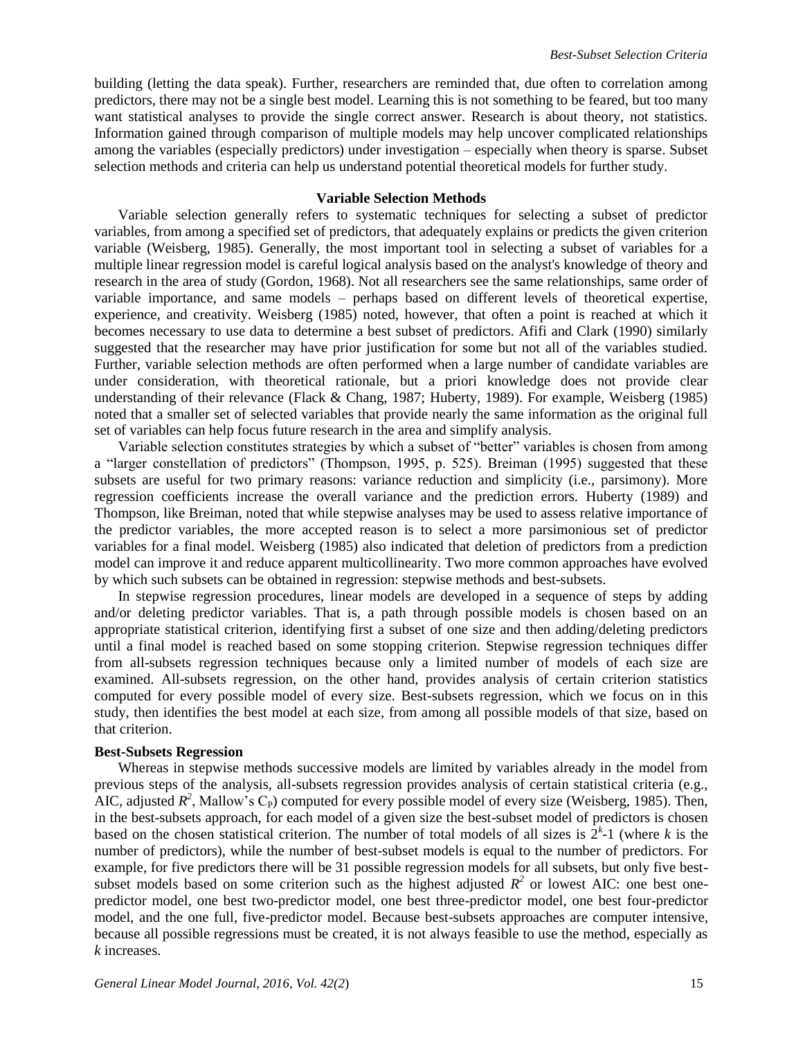building (letting the data speak). Further, researchers are reminded that, due often to correlation among predictors, there may not be a single best model. Learning this is not something to be feared, but too many want statistical analyses to provide the single correct answer. Research is about theory, not statistics. Information gained through comparison of multiple models may help uncover complicated relationships among the variables (especially predictors) under investigation – especially when theory is sparse. Subset selection methods and criteria can help us understand potential theoretical models for further study.

## Variable Selection Methods

Variable selection generally refers to systematic techniques for selecting a subset of predictor variables, from among a specified set of predictors, that adequately explains or predicts the given criterion variable (Weisberg, 1985). Generally, the most important tool in selecting a subset of variables for a multiple linear regression model is careful logical analysis based on the analyst's knowledge of theory and research in the area of study (Gordon, 1968). Not all researchers see the same relationships, same order of variable importance, and same models – perhaps based on different levels of theoretical expertise, experience, and creativity. Weisberg (1985) noted, however, that often a point is reached at which it becomes necessary to use data to determine a best subset of predictors. Afifi and Clark (1990) similarly suggested that the researcher may have prior justification for some but not all of the variables studied. Further, variable selection methods are often performed when a large number of candidate variables are under consideration, with theoretical rationale, but a priori knowledge does not provide clear understanding of their relevance (Flack & Chang, 1987; Huberty, 1989). For example, Weisberg (1985) noted that a smaller set of selected variables that provide nearly the same information as the original full set of variables can help focus future research in the area and simplify analysis.

Variable selection constitutes strategies by which a subset of "better" variables is chosen from among a "larger constellation of predictors" (Thompson, 1995, p. 525). Breiman (1995) suggested that these subsets are useful for two primary reasons: variance reduction and simplicity (i.e., parsimony). More regression coefficients increase the overall variance and the prediction errors. Huberty (1989) and Thompson, like Breiman, noted that while stepwise analyses may be used to assess relative importance of the predictor variables, the more accepted reason is to select a more parsimonious set of predictor variables for a final model. Weisberg (1985) also indicated that deletion of predictors from a prediction model can improve it and reduce apparent multicollinearity. Two more common approaches have evolved by which such subsets can be obtained in regression: stepwise methods and best-subsets.

In stepwise regression procedures, linear models are developed in a sequence of steps by adding and/or deleting predictor variables. That is, a path through possible models is chosen based on an appropriate statistical criterion, identifying first a subset of one size and then adding/deleting predictors until a final model is reached based on some stopping criterion. Stepwise regression techniques differ from all-subsets regression techniques because only a limited number of models of each size are examined. All-subsets regression, on the other hand, provides analysis of certain criterion statistics computed for every possible model of every size. Best-subsets regression, which we focus on in this study, then identifies the best model at each size, from among all possible models of that size, based on that criterion.

### Best-Subsets Regression

Whereas in stepwise methods successive models are limited by variables already in the model from previous steps of the analysis, all-subsets regression provides analysis of certain statistical criteria (e.g., AIC, adjusted $R^2$, Mallow's $C_P$) computed for every possible model of every size (Weisberg, 1985). Then, in the best-subsets approach, for each model of a given size the best-subset model of predictors is chosen based on the chosen statistical criterion. The number of total models of all sizes is $2^k$-1 (where $k$ is the number of predictors), while the number of best-subset models is equal to the number of predictors. For example, for five predictors there will be 31 possible regression models for all subsets, but only five best-subset models based on some criterion such as the highest adjusted $R^2$ or lowest AIC: one best one-predictor model, one best two-predictor model, one best three-predictor model, one best four-predictor model, and the one full, five-predictor model. Because best-subsets approaches are computer intensive, because all possible regressions must be created, it is not always feasible to use the method, especially as $k$ increases.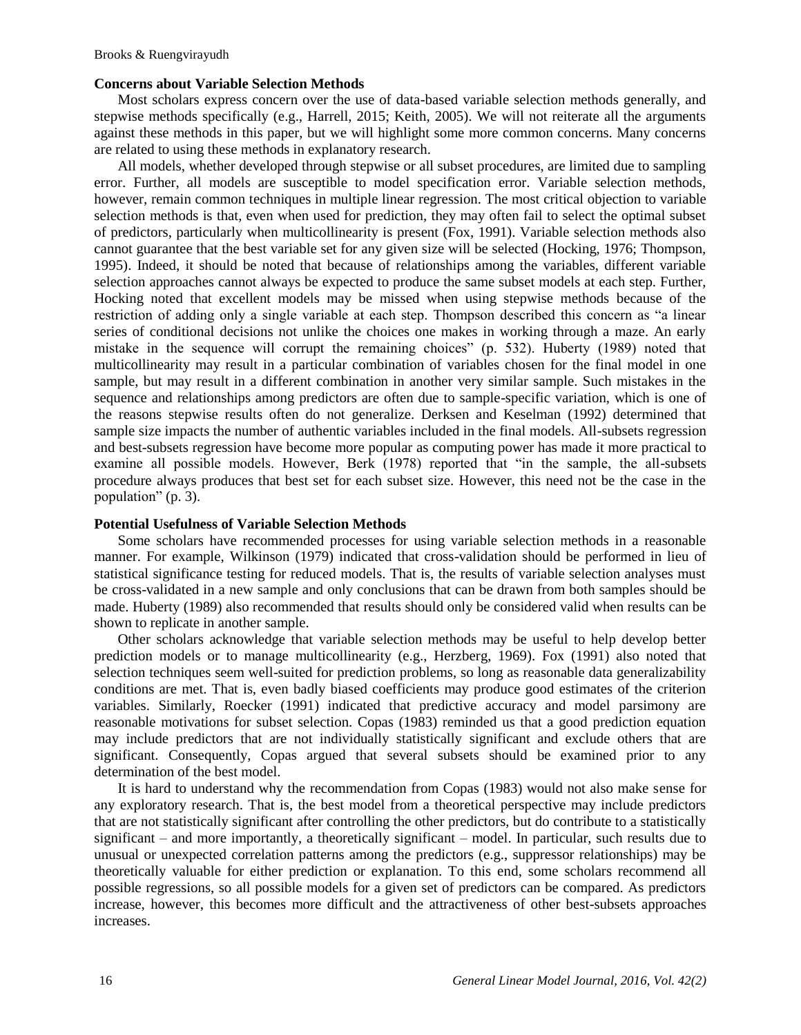### Concerns about Variable Selection Methods

Most scholars express concern over the use of data-based variable selection methods generally, and stepwise methods specifically (e.g., Harrell, 2015; Keith, 2005). We will not reiterate all the arguments against these methods in this paper, but we will highlight some more common concerns. Many concerns are related to using these methods in explanatory research.

All models, whether developed through stepwise or all subset procedures, are limited due to sampling error. Further, all models are susceptible to model specification error. Variable selection methods, however, remain common techniques in multiple linear regression. The most critical objection to variable selection methods is that, even when used for prediction, they may often fail to select the optimal subset of predictors, particularly when multicollinearity is present (Fox, 1991). Variable selection methods also cannot guarantee that the best variable set for any given size will be selected (Hocking, 1976; Thompson, 1995). Indeed, it should be noted that because of relationships among the variables, different variable selection approaches cannot always be expected to produce the same subset models at each step. Further, Hocking noted that excellent models may be missed when using stepwise methods because of the restriction of adding only a single variable at each step. Thompson described this concern as "a linear series of conditional decisions not unlike the choices one makes in working through a maze. An early mistake in the sequence will corrupt the remaining choices" (p. 532). Huberty (1989) noted that multicollinearity may result in a particular combination of variables chosen for the final model in one sample, but may result in a different combination in another very similar sample. Such mistakes in the sequence and relationships among predictors are often due to sample-specific variation, which is one of the reasons stepwise results often do not generalize. Derksen and Keselman (1992) determined that sample size impacts the number of authentic variables included in the final models. All-subsets regression and best-subsets regression have become more popular as computing power has made it more practical to examine all possible models. However, Berk (1978) reported that "in the sample, the all-subsets procedure always produces that best set for each subset size. However, this need not be the case in the population" (p. 3).

### Potential Usefulness of Variable Selection Methods

Some scholars have recommended processes for using variable selection methods in a reasonable manner. For example, Wilkinson (1979) indicated that cross-validation should be performed in lieu of statistical significance testing for reduced models. That is, the results of variable selection analyses must be cross-validated in a new sample and only conclusions that can be drawn from both samples should be made. Huberty (1989) also recommended that results should only be considered valid when results can be shown to replicate in another sample.

Other scholars acknowledge that variable selection methods may be useful to help develop better prediction models or to manage multicollinearity (e.g., Herzberg, 1969). Fox (1991) also noted that selection techniques seem well-suited for prediction problems, so long as reasonable data generalizability conditions are met. That is, even badly biased coefficients may produce good estimates of the criterion variables. Similarly, Roecker (1991) indicated that predictive accuracy and model parsimony are reasonable motivations for subset selection. Copas (1983) reminded us that a good prediction equation may include predictors that are not individually statistically significant and exclude others that are significant. Consequently, Copas argued that several subsets should be examined prior to any determination of the best model.

It is hard to understand why the recommendation from Copas (1983) would not also make sense for any exploratory research. That is, the best model from a theoretical perspective may include predictors that are not statistically significant after controlling the other predictors, but do contribute to a statistically significant – and more importantly, a theoretically significant – model. In particular, such results due to unusual or unexpected correlation patterns among the predictors (e.g., suppressor relationships) may be theoretically valuable for either prediction or explanation. To this end, some scholars recommend all possible regressions, so all possible models for a given set of predictors can be compared. As predictors increase, however, this becomes more difficult and the attractiveness of other best-subsets approaches increases.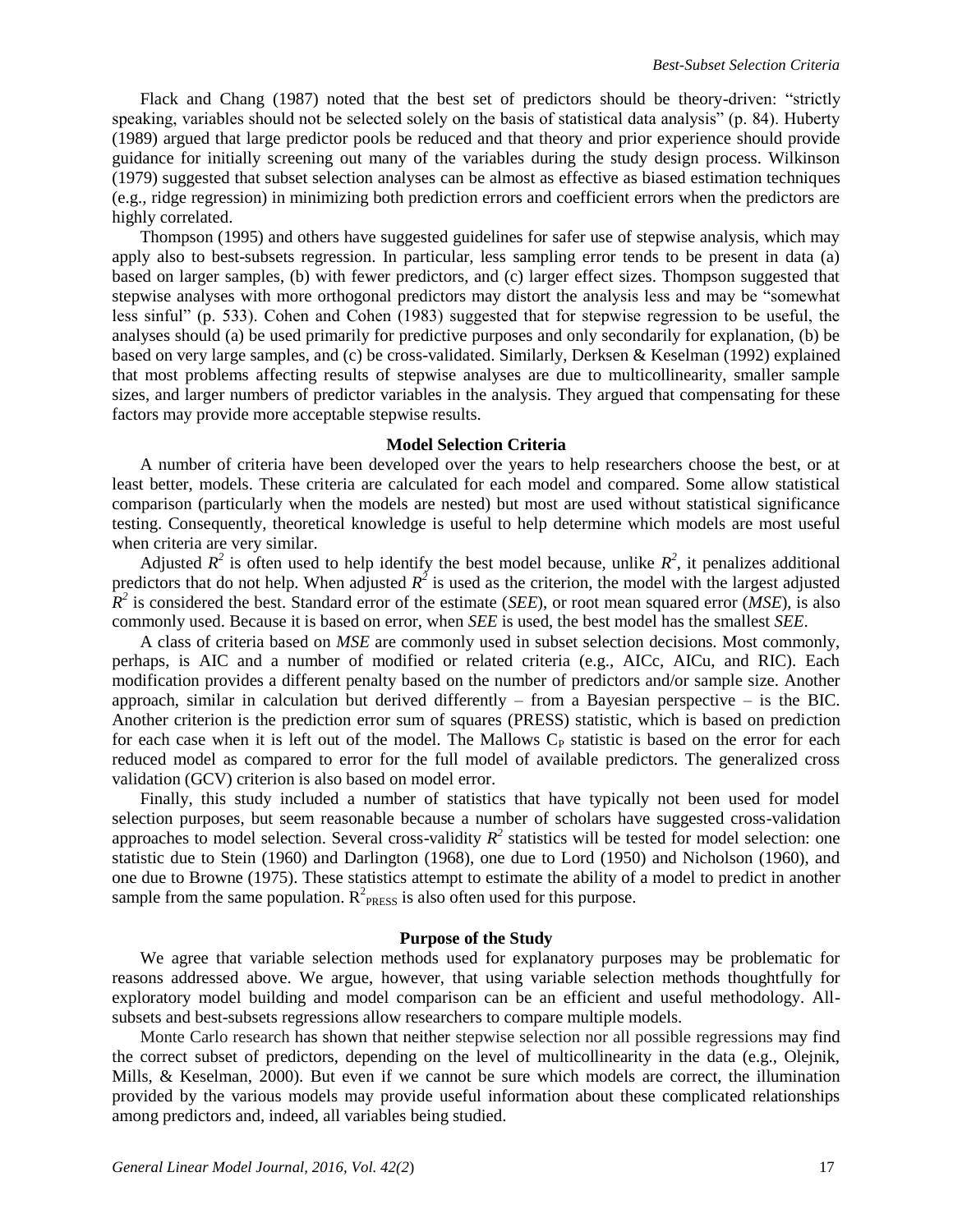Flack and Chang (1987) noted that the best set of predictors should be theory-driven: "strictly speaking, variables should not be selected solely on the basis of statistical data analysis" (p. 84). Huberty (1989) argued that large predictor pools be reduced and that theory and prior experience should provide guidance for initially screening out many of the variables during the study design process. Wilkinson (1979) suggested that subset selection analyses can be almost as effective as biased estimation techniques (e.g., ridge regression) in minimizing both prediction errors and coefficient errors when the predictors are highly correlated.

Thompson (1995) and others have suggested guidelines for safer use of stepwise analysis, which may apply also to best-subsets regression. In particular, less sampling error tends to be present in data (a) based on larger samples, (b) with fewer predictors, and (c) larger effect sizes. Thompson suggested that stepwise analyses with more orthogonal predictors may distort the analysis less and may be "somewhat less sinful" (p. 533). Cohen and Cohen (1983) suggested that for stepwise regression to be useful, the analyses should (a) be used primarily for predictive purposes and only secondarily for explanation, (b) be based on very large samples, and (c) be cross-validated. Similarly, Derksen & Keselman (1992) explained that most problems affecting results of stepwise analyses are due to multicollinearity, smaller sample sizes, and larger numbers of predictor variables in the analysis. They argued that compensating for these factors may provide more acceptable stepwise results.

## Model Selection Criteria

A number of criteria have been developed over the years to help researchers choose the best, or at least better, models. These criteria are calculated for each model and compared. Some allow statistical comparison (particularly when the models are nested) but most are used without statistical significance testing. Consequently, theoretical knowledge is useful to help determine which models are most useful when criteria are very similar.

Adjusted $R^2$ is often used to help identify the best model because, unlike $R^2$, it penalizes additional predictors that do not help. When adjusted $R^2$ is used as the criterion, the model with the largest adjusted $R^2$ is considered the best. Standard error of the estimate (*SEE*), or root mean squared error (*MSE*), is also commonly used. Because it is based on error, when *SEE* is used, the best model has the smallest *SEE*.

A class of criteria based on *MSE* are commonly used in subset selection decisions. Most commonly, perhaps, is AIC and a number of modified or related criteria (e.g., AICc, AICu, and RIC). Each modification provides a different penalty based on the number of predictors and/or sample size. Another approach, similar in calculation but derived differently – from a Bayesian perspective – is the BIC. Another criterion is the prediction error sum of squares (PRESS) statistic, which is based on prediction for each case when it is left out of the model. The Mallows $C_P$ statistic is based on the error for each reduced model as compared to error for the full model of available predictors. The generalized cross validation (GCV) criterion is also based on model error.

Finally, this study included a number of statistics that have typically not been used for model selection purposes, but seem reasonable because a number of scholars have suggested cross-validation approaches to model selection. Several cross-validity $R^2$ statistics will be tested for model selection: one statistic due to Stein (1960) and Darlington (1968), one due to Lord (1950) and Nicholson (1960), and one due to Browne (1975). These statistics attempt to estimate the ability of a model to predict in another sample from the same population. $R^2_{PRESS}$ is also often used for this purpose.

## Purpose of the Study

We agree that variable selection methods used for explanatory purposes may be problematic for reasons addressed above. We argue, however, that using variable selection methods thoughtfully for exploratory model building and model comparison can be an efficient and useful methodology. All-subsets and best-subsets regressions allow researchers to compare multiple models.

Monte Carlo research has shown that neither stepwise selection nor all possible regressions may find the correct subset of predictors, depending on the level of multicollinearity in the data (e.g., Olejnik, Mills, & Keselman, 2000). But even if we cannot be sure which models are correct, the illumination provided by the various models may provide useful information about these complicated relationships among predictors and, indeed, all variables being studied.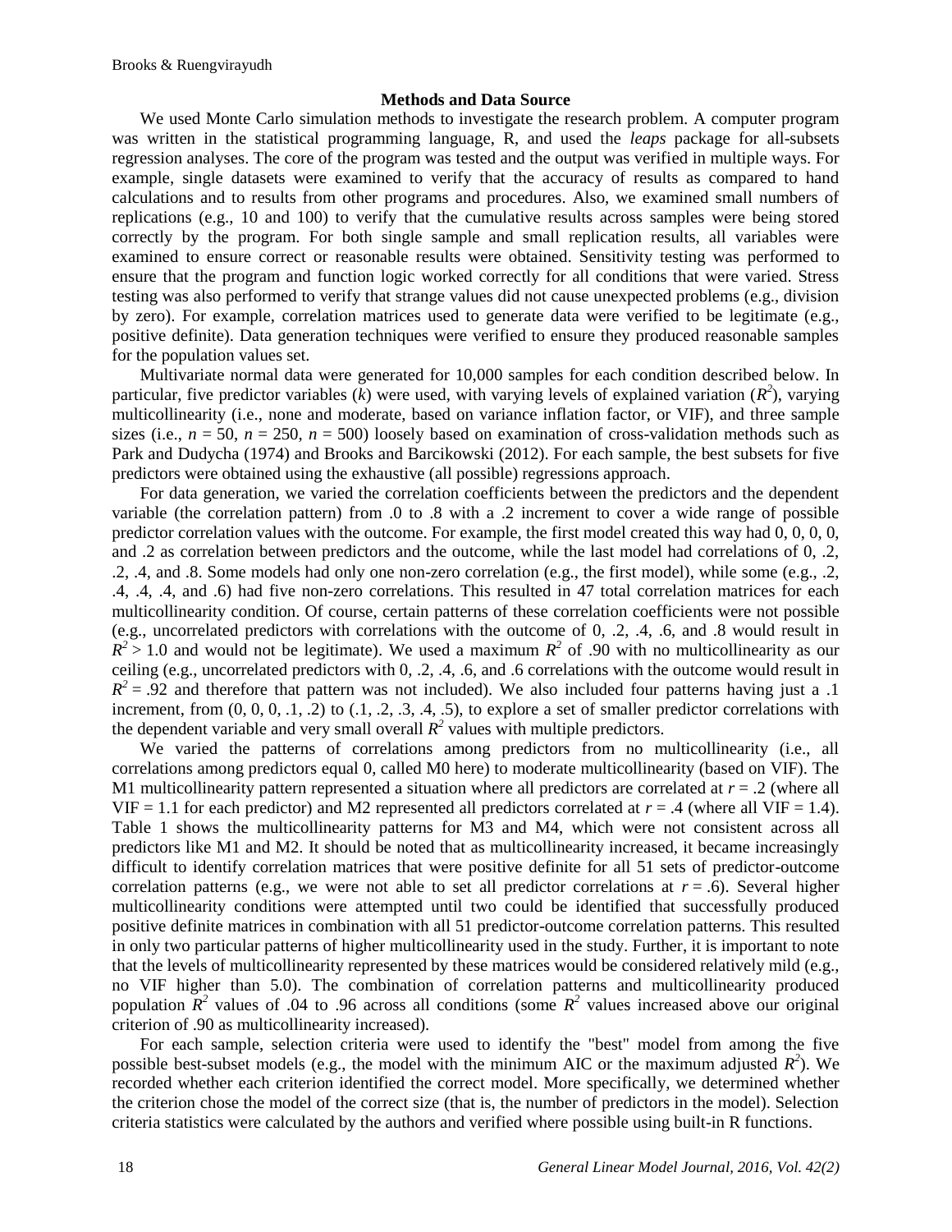## Methods and Data Source

We used Monte Carlo simulation methods to investigate the research problem. A computer program was written in the statistical programming language, R, and used the *leaps* package for all-subsets regression analyses. The core of the program was tested and the output was verified in multiple ways. For example, single datasets were examined to verify that the accuracy of results as compared to hand calculations and to results from other programs and procedures. Also, we examined small numbers of replications (e.g., 10 and 100) to verify that the cumulative results across samples were being stored correctly by the program. For both single sample and small replication results, all variables were examined to ensure correct or reasonable results were obtained. Sensitivity testing was performed to ensure that the program and function logic worked correctly for all conditions that were varied. Stress testing was also performed to verify that strange values did not cause unexpected problems (e.g., division by zero). For example, correlation matrices used to generate data were verified to be legitimate (e.g., positive definite). Data generation techniques were verified to ensure they produced reasonable samples for the population values set.

Multivariate normal data were generated for 10,000 samples for each condition described below. In particular, five predictor variables ($k$) were used, with varying levels of explained variation ($R^2$), varying multicollinearity (i.e., none and moderate, based on variance inflation factor, or VIF), and three sample sizes (i.e., $n = 50$, $n = 250$, $n = 500$) loosely based on examination of cross-validation methods such as Park and Dudycha (1974) and Brooks and Barcikowski (2012). For each sample, the best subsets for five predictors were obtained using the exhaustive (all possible) regressions approach.

For data generation, we varied the correlation coefficients between the predictors and the dependent variable (the correlation pattern) from .0 to .8 with a .2 increment to cover a wide range of possible predictor correlation values with the outcome. For example, the first model created this way had 0, 0, 0, 0, and .2 as correlation between predictors and the outcome, while the last model had correlations of 0, .2, .2, .4, and .8. Some models had only one non-zero correlation (e.g., the first model), while some (e.g., .2, .4, .4, .4, and .6) had five non-zero correlations. This resulted in 47 total correlation matrices for each multicollinearity condition. Of course, certain patterns of these correlation coefficients were not possible (e.g., uncorrelated predictors with correlations with the outcome of 0, .2, .4, .6, and .8 would result in $R^2 > 1.0$ and would not be legitimate). We used a maximum $R^2$ of .90 with no multicollinearity as our ceiling (e.g., uncorrelated predictors with 0, .2, .4, .6, and .6 correlations with the outcome would result in $R^2 = .92$ and therefore that pattern was not included). We also included four patterns having just a .1 increment, from (0, 0, 0, .1, .2) to (.1, .2, .3, .4, .5), to explore a set of smaller predictor correlations with the dependent variable and very small overall $R^2$ values with multiple predictors.

We varied the patterns of correlations among predictors from no multicollinearity (i.e., all correlations among predictors equal 0, called M0 here) to moderate multicollinearity (based on VIF). The M1 multicollinearity pattern represented a situation where all predictors are correlated at $r = .2$ (where all VIF = 1.1 for each predictor) and M2 represented all predictors correlated at $r = .4$ (where all VIF = 1.4). Table 1 shows the multicollinearity patterns for M3 and M4, which were not consistent across all predictors like M1 and M2. It should be noted that as multicollinearity increased, it became increasingly difficult to identify correlation matrices that were positive definite for all 51 sets of predictor-outcome correlation patterns (e.g., we were not able to set all predictor correlations at $r = .6$). Several higher multicollinearity conditions were attempted until two could be identified that successfully produced positive definite matrices in combination with all 51 predictor-outcome correlation patterns. This resulted in only two particular patterns of higher multicollinearity used in the study. Further, it is important to note that the levels of multicollinearity represented by these matrices would be considered relatively mild (e.g., no VIF higher than 5.0). The combination of correlation patterns and multicollinearity produced population $R^2$ values of .04 to .96 across all conditions (some $R^2$ values increased above our original criterion of .90 as multicollinearity increased).

For each sample, selection criteria were used to identify the "best" model from among the five possible best-subset models (e.g., the model with the minimum AIC or the maximum adjusted $R^2$). We recorded whether each criterion identified the correct model. More specifically, we determined whether the criterion chose the model of the correct size (that is, the number of predictors in the model). Selection criteria statistics were calculated by the authors and verified where possible using built-in R functions.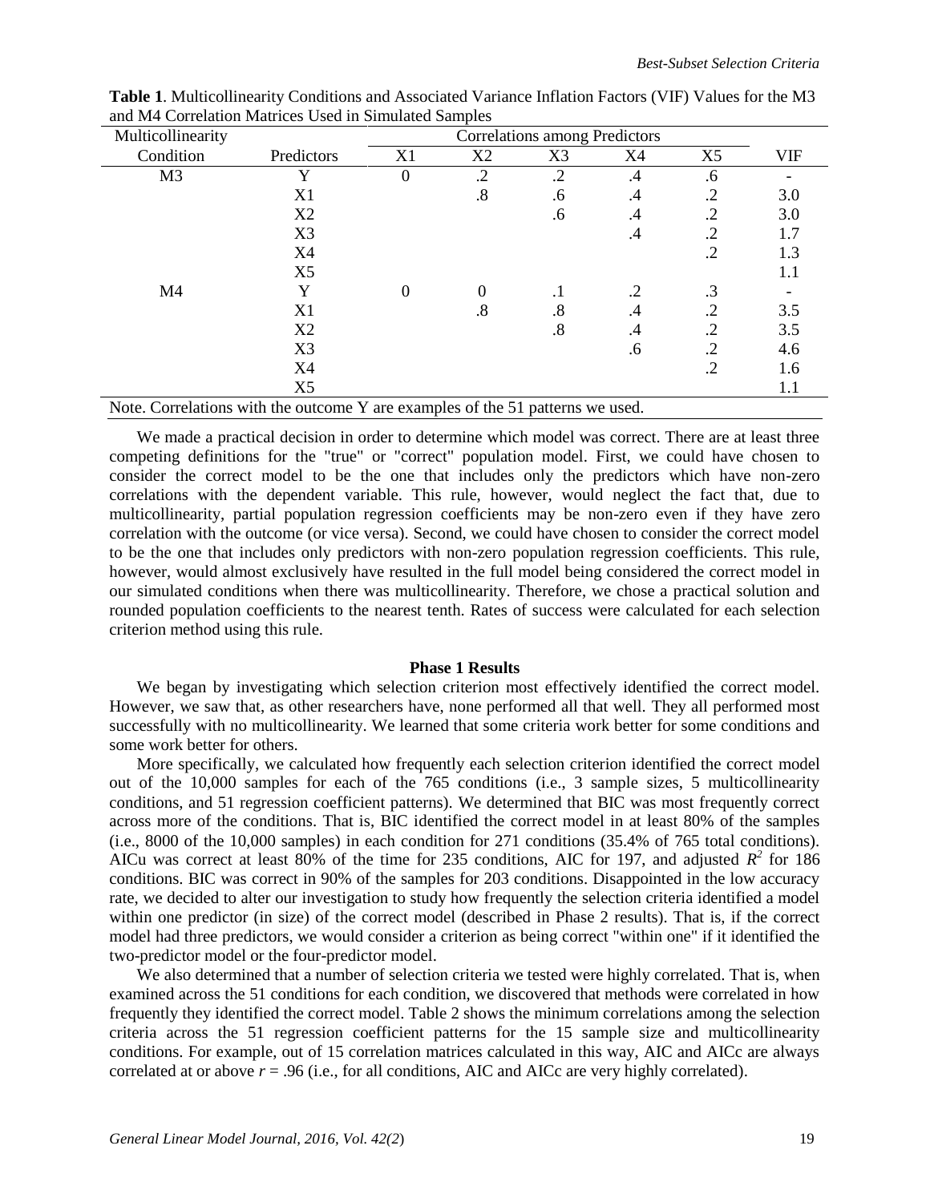**Table 1**. Multicollinearity Conditions and Associated Variance Inflation Factors (VIF) Values for the M3 and M4 Correlation Matrices Used in Simulated Samples

| Multicollinearity Condition | Predictors | Correlations among Predictors X1 | X2 | X3 | X4 | X5 | VIF |
|---|---|---|---|---|---|---|---|
| M3 | Y | 0 | .2 | .2 | .4 | .6 | - |
| | X1 | | .8 | .6 | .4 | .2 | 3.0 |
| | X2 | | | .6 | .4 | .2 | 3.0 |
| | X3 | | | | .4 | .2 | 1.7 |
| | X4 | | | | | .2 | 1.3 |
| | X5 | | | | | | 1.1 |
| M4 | Y | 0 | 0 | .1 | .2 | .3 | - |
| | X1 | | .8 | .8 | .4 | .2 | 3.5 |
| | X2 | | | .8 | .4 | .2 | 3.5 |
| | X3 | | | | .6 | .2 | 4.6 |
| | X4 | | | | | .2 | 1.6 |
| | X5 | | | | | | 1.1 |

Note. Correlations with the outcome Y are examples of the 51 patterns we used.

We made a practical decision in order to determine which model was correct. There are at least three competing definitions for the "true" or "correct" population model. First, we could have chosen to consider the correct model to be the one that includes only the predictors which have non-zero correlations with the dependent variable. This rule, however, would neglect the fact that, due to multicollinearity, partial population regression coefficients may be non-zero even if they have zero correlation with the outcome (or vice versa). Second, we could have chosen to consider the correct model to be the one that includes only predictors with non-zero population regression coefficients. This rule, however, would almost exclusively have resulted in the full model being considered the correct model in our simulated conditions when there was multicollinearity. Therefore, we chose a practical solution and rounded population coefficients to the nearest tenth. Rates of success were calculated for each selection criterion method using this rule.

## Phase 1 Results

We began by investigating which selection criterion most effectively identified the correct model. However, we saw that, as other researchers have, none performed all that well. They all performed most successfully with no multicollinearity. We learned that some criteria work better for some conditions and some work better for others.

More specifically, we calculated how frequently each selection criterion identified the correct model out of the 10,000 samples for each of the 765 conditions (i.e., 3 sample sizes, 5 multicollinearity conditions, and 51 regression coefficient patterns). We determined that BIC was most frequently correct across more of the conditions. That is, BIC identified the correct model in at least 80% of the samples (i.e., 8000 of the 10,000 samples) in each condition for 271 conditions (35.4% of 765 total conditions). AICu was correct at least 80% of the time for 235 conditions, AIC for 197, and adjusted $R^2$ for 186 conditions. BIC was correct in 90% of the samples for 203 conditions. Disappointed in the low accuracy rate, we decided to alter our investigation to study how frequently the selection criteria identified a model within one predictor (in size) of the correct model (described in Phase 2 results). That is, if the correct model had three predictors, we would consider a criterion as being correct "within one" if it identified the two-predictor model or the four-predictor model.

We also determined that a number of selection criteria we tested were highly correlated. That is, when examined across the 51 conditions for each condition, we discovered that methods were correlated in how frequently they identified the correct model. Table 2 shows the minimum correlations among the selection criteria across the 51 regression coefficient patterns for the 15 sample size and multicollinearity conditions. For example, out of 15 correlation matrices calculated in this way, AIC and AICc are always correlated at or above $r$ = .96 (i.e., for all conditions, AIC and AICc are very highly correlated).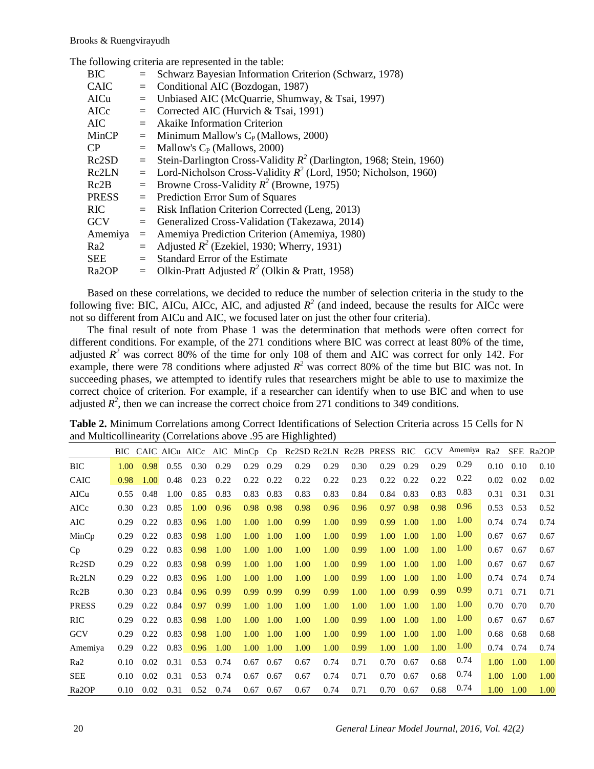The following criteria are represented in the table:

| | | |
|---|---|---|
| BIC | = | Schwarz Bayesian Information Criterion (Schwarz, 1978) |
| CAIC | = | Conditional AIC (Bozdogan, 1987) |
| AICu | = | Unbiased AIC (McQuarrie, Shumway, & Tsai, 1997) |
| AICc | = | Corrected AIC (Hurvich & Tsai, 1991) |
| AIC | = | Akaike Information Criterion |
| MinCP | = | Minimum Mallow's $C_P$ (Mallows, 2000) |
| CP | = | Mallow's $C_P$ (Mallows, 2000) |
| Rc2SD | = | Stein-Darlington Cross-Validity $R^2$ (Darlington, 1968; Stein, 1960) |
| Rc2LN | = | Lord-Nicholson Cross-Validity $R^2$ (Lord, 1950; Nicholson, 1960) |
| Rc2B | = | Browne Cross-Validity $R^2$ (Browne, 1975) |
| PRESS | = | Prediction Error Sum of Squares |
| RIC | = | Risk Inflation Criterion Corrected (Leng, 2013) |
| GCV | = | Generalized Cross-Validation (Takezawa, 2014) |
| Amemiya | = | Amemiya Prediction Criterion (Amemiya, 1980) |
| Ra2 | = | Adjusted $R^2$ (Ezekiel, 1930; Wherry, 1931) |
| SEE | = | Standard Error of the Estimate |
| Ra2OP | = | Olkin-Pratt Adjusted $R^2$ (Olkin & Pratt, 1958) |

Based on these correlations, we decided to reduce the number of selection criteria in the study to the following five: BIC, AICu, AICc, AIC, and adjusted $R^2$ (and indeed, because the results for AICc were not so different from AICu and AIC, we focused later on just the other four criteria).

The final result of note from Phase 1 was the determination that methods were often correct for different conditions. For example, of the 271 conditions where BIC was correct at least 80% of the time, adjusted $R^2$ was correct 80% of the time for only 108 of them and AIC was correct for only 142. For example, there were 78 conditions where adjusted $R^2$ was correct 80% of the time but BIC was not. In succeeding phases, we attempted to identify rules that researchers might be able to use to maximize the correct choice of criterion. For example, if a researcher can identify when to use BIC and when to use adjusted $R^2$, then we can increase the correct choice from 271 conditions to 349 conditions.

**Table 2.** Minimum Correlations among Correct Identifications of Selection Criteria across 15 Cells for N and Multicollinearity (Correlations above .95 are Highlighted)

| | BIC | CAIC | AICu | AICc | AIC | MinCp | Cp | Rc2SD | Rc2LN | Rc2B | PRESS | RIC | GCV | Amemiya | Ra2 | SEE | Ra2OP |
|---|---|---|---|---|---|---|---|---|---|---|---|---|---|---|---|---|---|
| BIC | 1.00 | 0.98 | 0.55 | 0.30 | 0.29 | 0.29 | 0.29 | 0.29 | 0.29 | 0.30 | 0.29 | 0.29 | 0.29 | 0.29 | 0.10 | 0.10 | 0.10 |
| CAIC | 0.98 | 1.00 | 0.48 | 0.23 | 0.22 | 0.22 | 0.22 | 0.22 | 0.22 | 0.23 | 0.22 | 0.22 | 0.22 | 0.22 | 0.02 | 0.02 | 0.02 |
| AICu | 0.55 | 0.48 | 1.00 | 0.85 | 0.83 | 0.83 | 0.83 | 0.83 | 0.83 | 0.84 | 0.84 | 0.83 | 0.83 | 0.83 | 0.31 | 0.31 | 0.31 |
| AICc | 0.30 | 0.23 | 0.85 | 1.00 | 0.96 | 0.98 | 0.98 | 0.98 | 0.96 | 0.96 | 0.97 | 0.98 | 0.98 | 0.96 | 0.53 | 0.53 | 0.52 |
| AIC | 0.29 | 0.22 | 0.83 | 0.96 | 1.00 | 1.00 | 1.00 | 0.99 | 1.00 | 0.99 | 0.99 | 1.00 | 1.00 | 1.00 | 0.74 | 0.74 | 0.74 |
| MinCp | 0.29 | 0.22 | 0.83 | 0.98 | 1.00 | 1.00 | 1.00 | 1.00 | 1.00 | 0.99 | 1.00 | 1.00 | 1.00 | 1.00 | 0.67 | 0.67 | 0.67 |
| Cp | 0.29 | 0.22 | 0.83 | 0.98 | 1.00 | 1.00 | 1.00 | 1.00 | 1.00 | 0.99 | 1.00 | 1.00 | 1.00 | 1.00 | 0.67 | 0.67 | 0.67 |
| Rc2SD | 0.29 | 0.22 | 0.83 | 0.98 | 0.99 | 1.00 | 1.00 | 1.00 | 1.00 | 0.99 | 1.00 | 1.00 | 1.00 | 1.00 | 0.67 | 0.67 | 0.67 |
| Rc2LN | 0.29 | 0.22 | 0.83 | 0.96 | 1.00 | 1.00 | 1.00 | 1.00 | 1.00 | 0.99 | 1.00 | 1.00 | 1.00 | 1.00 | 0.74 | 0.74 | 0.74 |
| Rc2B | 0.30 | 0.23 | 0.84 | 0.96 | 0.99 | 0.99 | 0.99 | 0.99 | 0.99 | 1.00 | 1.00 | 0.99 | 0.99 | 0.99 | 0.71 | 0.71 | 0.71 |
| PRESS | 0.29 | 0.22 | 0.84 | 0.97 | 0.99 | 1.00 | 1.00 | 1.00 | 1.00 | 1.00 | 1.00 | 1.00 | 1.00 | 1.00 | 0.70 | 0.70 | 0.70 |
| RIC | 0.29 | 0.22 | 0.83 | 0.98 | 1.00 | 1.00 | 1.00 | 1.00 | 1.00 | 0.99 | 1.00 | 1.00 | 1.00 | 1.00 | 0.67 | 0.67 | 0.67 |
| GCV | 0.29 | 0.22 | 0.83 | 0.98 | 1.00 | 1.00 | 1.00 | 1.00 | 1.00 | 0.99 | 1.00 | 1.00 | 1.00 | 1.00 | 0.68 | 0.68 | 0.68 |
| Amemiya | 0.29 | 0.22 | 0.83 | 0.96 | 1.00 | 1.00 | 1.00 | 1.00 | 1.00 | 0.99 | 1.00 | 1.00 | 1.00 | 1.00 | 0.74 | 0.74 | 0.74 |
| Ra2 | 0.10 | 0.02 | 0.31 | 0.53 | 0.74 | 0.67 | 0.67 | 0.67 | 0.74 | 0.71 | 0.70 | 0.67 | 0.68 | 0.74 | 1.00 | 1.00 | 1.00 |
| SEE | 0.10 | 0.02 | 0.31 | 0.53 | 0.74 | 0.67 | 0.67 | 0.67 | 0.74 | 0.71 | 0.70 | 0.67 | 0.68 | 0.74 | 1.00 | 1.00 | 1.00 |
| Ra2OP | 0.10 | 0.02 | 0.31 | 0.52 | 0.74 | 0.67 | 0.67 | 0.67 | 0.74 | 0.71 | 0.70 | 0.67 | 0.68 | 0.74 | 1.00 | 1.00 | 1.00 |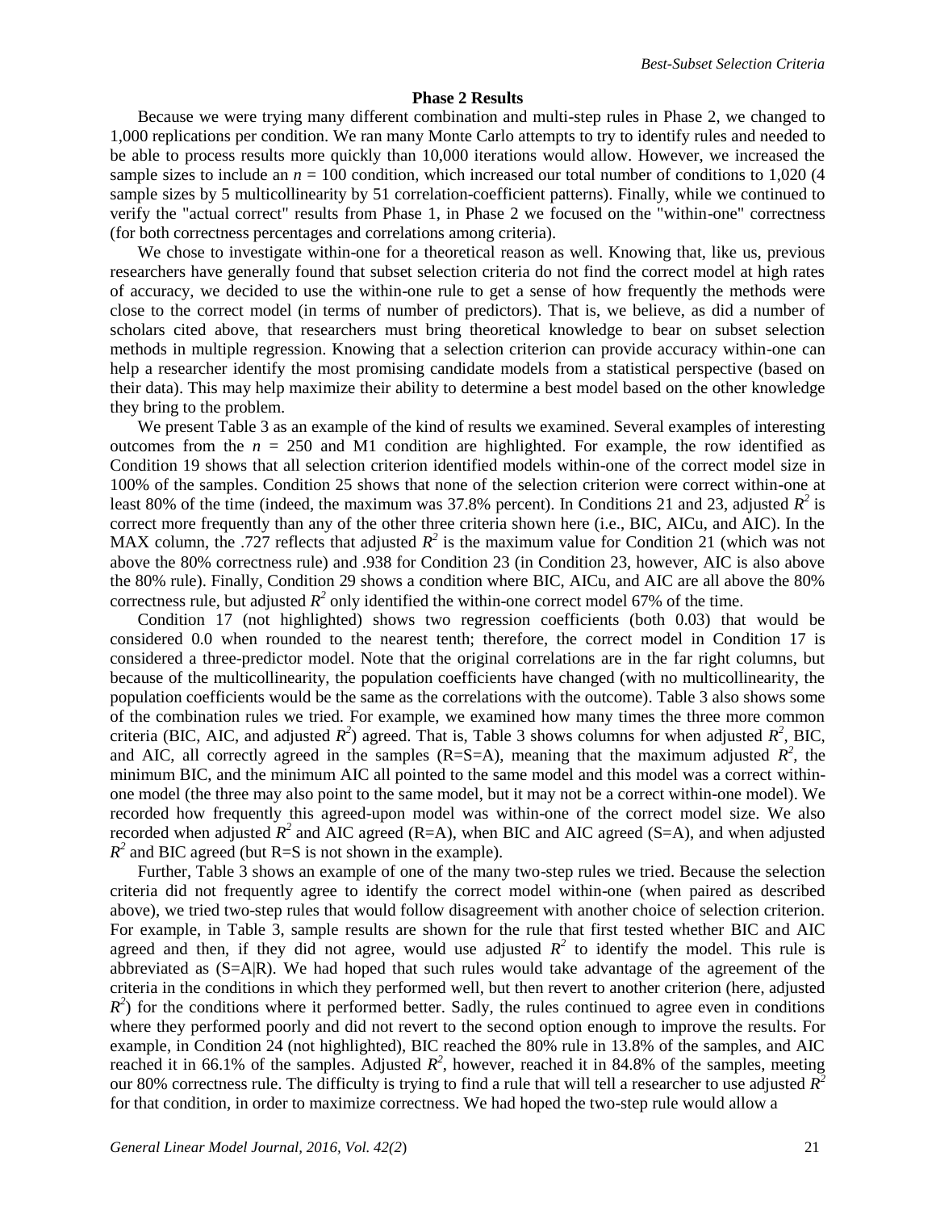### Phase 2 Results

Because we were trying many different combination and multi-step rules in Phase 2, we changed to 1,000 replications per condition. We ran many Monte Carlo attempts to try to identify rules and needed to be able to process results more quickly than 10,000 iterations would allow. However, we increased the sample sizes to include an $n = 100$ condition, which increased our total number of conditions to 1,020 (4 sample sizes by 5 multicollinearity by 51 correlation-coefficient patterns). Finally, while we continued to verify the "actual correct" results from Phase 1, in Phase 2 we focused on the "within-one" correctness (for both correctness percentages and correlations among criteria).

We chose to investigate within-one for a theoretical reason as well. Knowing that, like us, previous researchers have generally found that subset selection criteria do not find the correct model at high rates of accuracy, we decided to use the within-one rule to get a sense of how frequently the methods were close to the correct model (in terms of number of predictors). That is, we believe, as did a number of scholars cited above, that researchers must bring theoretical knowledge to bear on subset selection methods in multiple regression. Knowing that a selection criterion can provide accuracy within-one can help a researcher identify the most promising candidate models from a statistical perspective (based on their data). This may help maximize their ability to determine a best model based on the other knowledge they bring to the problem.

We present Table 3 as an example of the kind of results we examined. Several examples of interesting outcomes from the $n = 250$ and M1 condition are highlighted. For example, the row identified as Condition 19 shows that all selection criterion identified models within-one of the correct model size in 100% of the samples. Condition 25 shows that none of the selection criterion were correct within-one at least 80% of the time (indeed, the maximum was 37.8% percent). In Conditions 21 and 23, adjusted $R^2$ is correct more frequently than any of the other three criteria shown here (i.e., BIC, AICu, and AIC). In the MAX column, the .727 reflects that adjusted $R^2$ is the maximum value for Condition 21 (which was not above the 80% correctness rule) and .938 for Condition 23 (in Condition 23, however, AIC is also above the 80% rule). Finally, Condition 29 shows a condition where BIC, AICu, and AIC are all above the 80% correctness rule, but adjusted $R^2$ only identified the within-one correct model 67% of the time.

Condition 17 (not highlighted) shows two regression coefficients (both 0.03) that would be considered 0.0 when rounded to the nearest tenth; therefore, the correct model in Condition 17 is considered a three-predictor model. Note that the original correlations are in the far right columns, but because of the multicollinearity, the population coefficients have changed (with no multicollinearity, the population coefficients would be the same as the correlations with the outcome). Table 3 also shows some of the combination rules we tried. For example, we examined how many times the three more common criteria (BIC, AIC, and adjusted $R^2$) agreed. That is, Table 3 shows columns for when adjusted $R^2$, BIC, and AIC, all correctly agreed in the samples (R=S=A), meaning that the maximum adjusted $R^2$, the minimum BIC, and the minimum AIC all pointed to the same model and this model was a correct within-one model (the three may also point to the same model, but it may not be a correct within-one model). We recorded how frequently this agreed-upon model was within-one of the correct model size. We also recorded when adjusted $R^2$ and AIC agreed (R=A), when BIC and AIC agreed (S=A), and when adjusted $R^2$ and BIC agreed (but R=S is not shown in the example).

Further, Table 3 shows an example of one of the many two-step rules we tried. Because the selection criteria did not frequently agree to identify the correct model within-one (when paired as described above), we tried two-step rules that would follow disagreement with another choice of selection criterion. For example, in Table 3, sample results are shown for the rule that first tested whether BIC and AIC agreed and then, if they did not agree, would use adjusted $R^2$ to identify the model. This rule is abbreviated as (S=A|R). We had hoped that such rules would take advantage of the agreement of the criteria in the conditions in which they performed well, but then revert to another criterion (here, adjusted $R^2$) for the conditions where it performed better. Sadly, the rules continued to agree even in conditions where they performed poorly and did not revert to the second option enough to improve the results. For example, in Condition 24 (not highlighted), BIC reached the 80% rule in 13.8% of the samples, and AIC reached it in 66.1% of the samples. Adjusted $R^2$, however, reached it in 84.8% of the samples, meeting our 80% correctness rule. The difficulty is trying to find a rule that will tell a researcher to use adjusted $R^2$ for that condition, in order to maximize correctness. We had hoped the two-step rule would allow a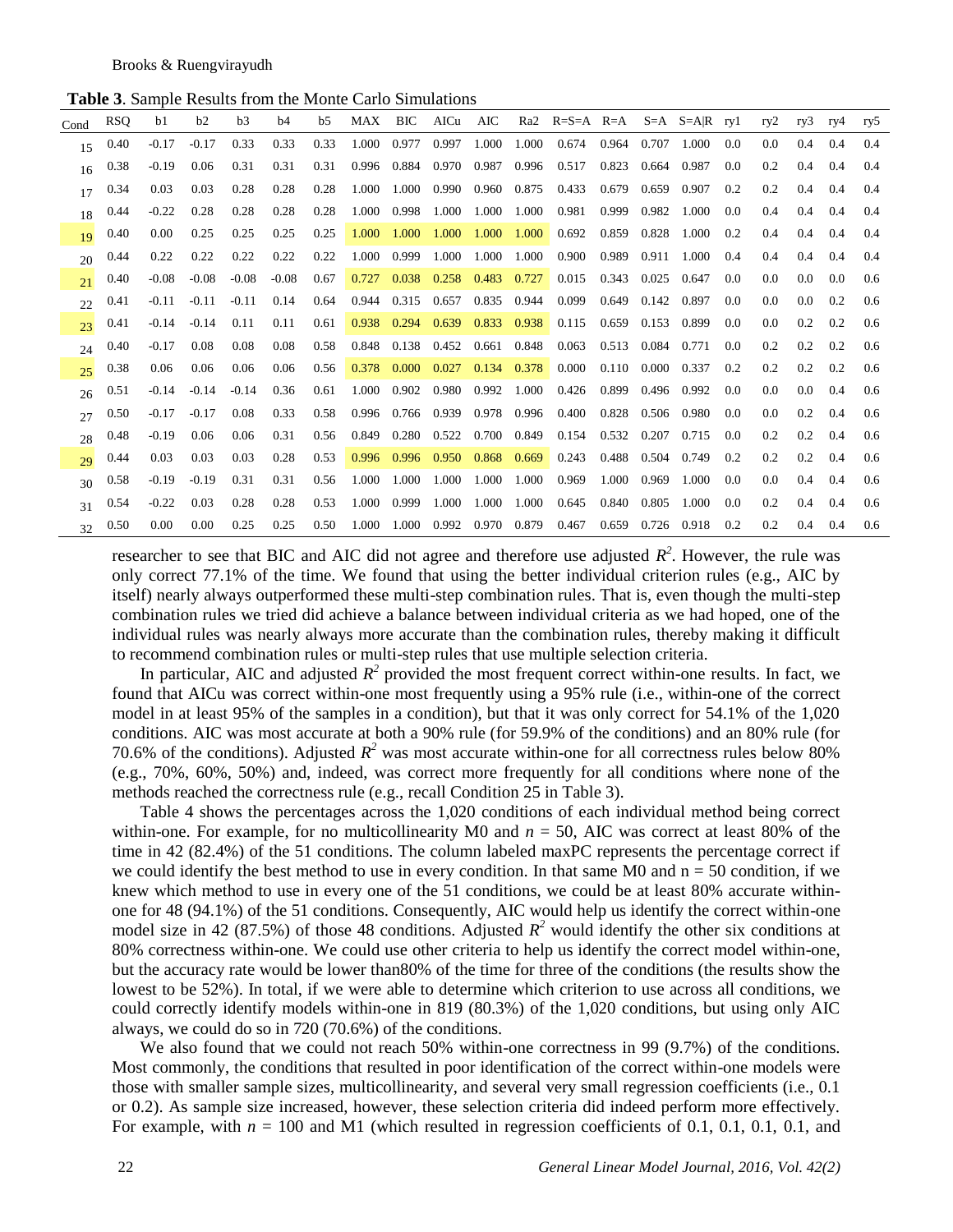**Table 3**. Sample Results from the Monte Carlo Simulations

| Cond | RSQ | b1 | b2 | b3 | b4 | b5 | MAX | BIC | AICu | AIC | Ra2 | R=S=A | R=A | S=A | S=A\|R | ry1 | ry2 | ry3 | ry4 | ry5 |
|---|---|---|---|---|---|---|---|---|---|---|---|---|---|---|---|---|---|---|---|---|
| 15 | 0.40 | -0.17 | -0.17 | 0.33 | 0.33 | 0.33 | 1.000 | 0.977 | 0.997 | 1.000 | 1.000 | 0.674 | 0.964 | 0.707 | 1.000 | 0.0 | 0.0 | 0.4 | 0.4 | 0.4 |
| 16 | 0.38 | -0.19 | 0.06 | 0.31 | 0.31 | 0.31 | 0.996 | 0.884 | 0.970 | 0.987 | 0.996 | 0.517 | 0.823 | 0.664 | 0.987 | 0.0 | 0.2 | 0.4 | 0.4 | 0.4 |
| 17 | 0.34 | 0.03 | 0.03 | 0.28 | 0.28 | 0.28 | 1.000 | 1.000 | 0.990 | 0.960 | 0.875 | 0.433 | 0.679 | 0.659 | 0.907 | 0.2 | 0.2 | 0.4 | 0.4 | 0.4 |
| 18 | 0.44 | -0.22 | 0.28 | 0.28 | 0.28 | 0.28 | 1.000 | 0.998 | 1.000 | 1.000 | 1.000 | 0.981 | 0.999 | 0.982 | 1.000 | 0.0 | 0.4 | 0.4 | 0.4 | 0.4 |
| 19 | 0.40 | 0.00 | 0.25 | 0.25 | 0.25 | 0.25 | 1.000 | 1.000 | 1.000 | 1.000 | 1.000 | 0.692 | 0.859 | 0.828 | 1.000 | 0.2 | 0.4 | 0.4 | 0.4 | 0.4 |
| 20 | 0.44 | 0.22 | 0.22 | 0.22 | 0.22 | 0.22 | 1.000 | 0.999 | 1.000 | 1.000 | 1.000 | 0.900 | 0.989 | 0.911 | 1.000 | 0.4 | 0.4 | 0.4 | 0.4 | 0.4 |
| 21 | 0.40 | -0.08 | -0.08 | -0.08 | -0.08 | 0.67 | 0.727 | 0.038 | 0.258 | 0.483 | 0.727 | 0.015 | 0.343 | 0.025 | 0.647 | 0.0 | 0.0 | 0.0 | 0.0 | 0.6 |
| 22 | 0.41 | -0.11 | -0.11 | -0.11 | 0.14 | 0.64 | 0.944 | 0.315 | 0.657 | 0.835 | 0.944 | 0.099 | 0.649 | 0.142 | 0.897 | 0.0 | 0.0 | 0.0 | 0.2 | 0.6 |
| 23 | 0.41 | -0.14 | -0.14 | 0.11 | 0.11 | 0.61 | 0.938 | 0.294 | 0.639 | 0.833 | 0.938 | 0.115 | 0.659 | 0.153 | 0.899 | 0.0 | 0.0 | 0.2 | 0.2 | 0.6 |
| 24 | 0.40 | -0.17 | 0.08 | 0.08 | 0.08 | 0.58 | 0.848 | 0.138 | 0.452 | 0.661 | 0.848 | 0.063 | 0.513 | 0.084 | 0.771 | 0.0 | 0.2 | 0.2 | 0.2 | 0.6 |
| 25 | 0.38 | 0.06 | 0.06 | 0.06 | 0.06 | 0.56 | 0.378 | 0.000 | 0.027 | 0.134 | 0.378 | 0.000 | 0.110 | 0.000 | 0.337 | 0.2 | 0.2 | 0.2 | 0.2 | 0.6 |
| 26 | 0.51 | -0.14 | -0.14 | -0.14 | 0.36 | 0.61 | 1.000 | 0.902 | 0.980 | 0.992 | 1.000 | 0.426 | 0.899 | 0.496 | 0.992 | 0.0 | 0.0 | 0.0 | 0.4 | 0.6 |
| 27 | 0.50 | -0.17 | -0.17 | 0.08 | 0.33 | 0.58 | 0.996 | 0.766 | 0.939 | 0.978 | 0.996 | 0.400 | 0.828 | 0.506 | 0.980 | 0.0 | 0.0 | 0.2 | 0.4 | 0.6 |
| 28 | 0.48 | -0.19 | 0.06 | 0.06 | 0.31 | 0.56 | 0.849 | 0.280 | 0.522 | 0.700 | 0.849 | 0.154 | 0.532 | 0.207 | 0.715 | 0.0 | 0.2 | 0.2 | 0.4 | 0.6 |
| 29 | 0.44 | 0.03 | 0.03 | 0.03 | 0.28 | 0.53 | 0.996 | 0.996 | 0.950 | 0.868 | 0.669 | 0.243 | 0.488 | 0.504 | 0.749 | 0.2 | 0.2 | 0.2 | 0.4 | 0.6 |
| 30 | 0.58 | -0.19 | -0.19 | 0.31 | 0.31 | 0.56 | 1.000 | 1.000 | 1.000 | 1.000 | 1.000 | 0.969 | 1.000 | 0.969 | 1.000 | 0.0 | 0.0 | 0.4 | 0.4 | 0.6 |
| 31 | 0.54 | -0.22 | 0.03 | 0.28 | 0.28 | 0.53 | 1.000 | 0.999 | 1.000 | 1.000 | 1.000 | 0.645 | 0.840 | 0.805 | 1.000 | 0.0 | 0.2 | 0.4 | 0.4 | 0.6 |
| 32 | 0.50 | 0.00 | 0.00 | 0.25 | 0.25 | 0.50 | 1.000 | 1.000 | 0.992 | 0.970 | 0.879 | 0.467 | 0.659 | 0.726 | 0.918 | 0.2 | 0.2 | 0.4 | 0.4 | 0.6 |

researcher to see that BIC and AIC did not agree and therefore use adjusted $R^2$. However, the rule was only correct 77.1% of the time. We found that using the better individual criterion rules (e.g., AIC by itself) nearly always outperformed these multi-step combination rules. That is, even though the multi-step combination rules we tried did achieve a balance between individual criteria as we had hoped, one of the individual rules was nearly always more accurate than the combination rules, thereby making it difficult to recommend combination rules or multi-step rules that use multiple selection criteria.

In particular, AIC and adjusted $R^2$ provided the most frequent correct within-one results. In fact, we found that AICu was correct within-one most frequently using a 95% rule (i.e., within-one of the correct model in at least 95% of the samples in a condition), but that it was only correct for 54.1% of the 1,020 conditions. AIC was most accurate at both a 90% rule (for 59.9% of the conditions) and an 80% rule (for 70.6% of the conditions). Adjusted $R^2$ was most accurate within-one for all correctness rules below 80% (e.g., 70%, 60%, 50%) and, indeed, was correct more frequently for all conditions where none of the methods reached the correctness rule (e.g., recall Condition 25 in Table 3).

Table 4 shows the percentages across the 1,020 conditions of each individual method being correct within-one. For example, for no multicollinearity M0 and $n$ = 50, AIC was correct at least 80% of the time in 42 (82.4%) of the 51 conditions. The column labeled maxPC represents the percentage correct if we could identify the best method to use in every condition. In that same M0 and n = 50 condition, if we knew which method to use in every one of the 51 conditions, we could be at least 80% accurate within-one for 48 (94.1%) of the 51 conditions. Consequently, AIC would help us identify the correct within-one model size in 42 (87.5%) of those 48 conditions. Adjusted $R^2$ would identify the other six conditions at 80% correctness within-one. We could use other criteria to help us identify the correct model within-one, but the accuracy rate would be lower than80% of the time for three of the conditions (the results show the lowest to be 52%). In total, if we were able to determine which criterion to use across all conditions, we could correctly identify models within-one in 819 (80.3%) of the 1,020 conditions, but using only AIC always, we could do so in 720 (70.6%) of the conditions.

We also found that we could not reach 50% within-one correctness in 99 (9.7%) of the conditions. Most commonly, the conditions that resulted in poor identification of the correct within-one models were those with smaller sample sizes, multicollinearity, and several very small regression coefficients (i.e., 0.1 or 0.2). As sample size increased, however, these selection criteria did indeed perform more effectively. For example, with $n$ = 100 and M1 (which resulted in regression coefficients of 0.1, 0.1, 0.1, 0.1, and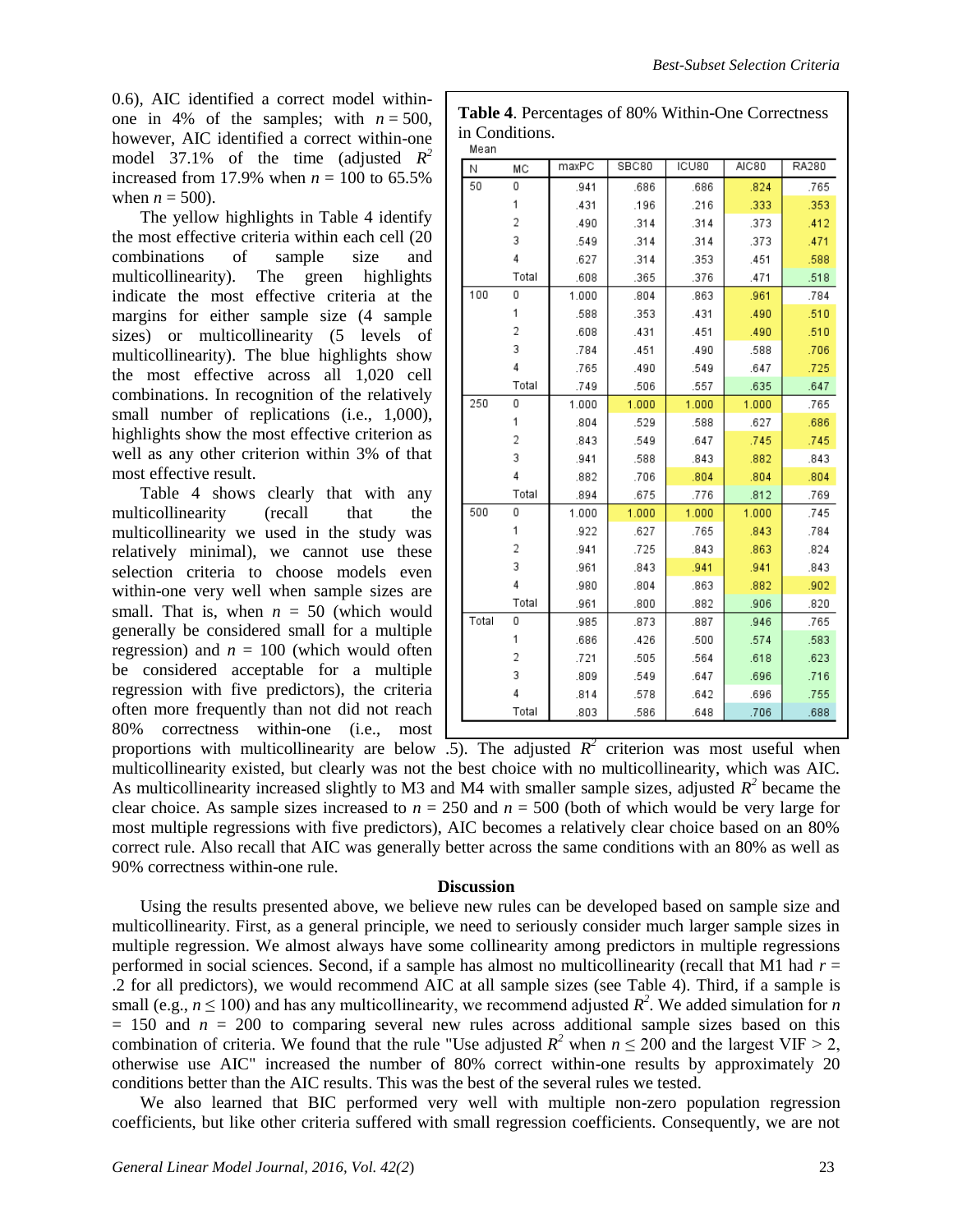0.6), AIC identified a correct model within-one in 4% of the samples; with $n = 500$, however, AIC identified a correct within-one model 37.1% of the time (adjusted $R^2$ increased from 17.9% when $n = 100$ to 65.5% when $n = 500$).

The yellow highlights in Table 4 identify the most effective criteria within each cell (20 combinations of sample size and multicollinearity). The green highlights indicate the most effective criteria at the margins for either sample size (4 sample sizes) or multicollinearity (5 levels of multicollinearity). The blue highlights show the most effective across all 1,020 cell combinations. In recognition of the relatively small number of replications (i.e., 1,000), highlights show the most effective criterion as well as any other criterion within 3% of that most effective result.

**Table 4**. Percentages of 80% Within-One Correctness in Conditions.

Mean

| N | MC | maxPC | SBC80 | ICU80 | AIC80 | RA280 |
|---|---|---|---|---|---|---|
| 50 | 0 | .941 | .686 | .686 | .824 | .765 |
| | 1 | .431 | .196 | .216 | .333 | .353 |
| | 2 | .490 | .314 | .314 | .373 | .412 |
| | 3 | .549 | .314 | .314 | .373 | .471 |
| | 4 | .627 | .314 | .353 | .451 | .588 |
| | Total | .608 | .365 | .376 | .471 | .518 |
| 100 | 0 | 1.000 | .804 | .863 | .961 | .784 |
| | 1 | .588 | .353 | .431 | .490 | .510 |
| | 2 | .608 | .431 | .451 | .490 | .510 |
| | 3 | .784 | .451 | .490 | .588 | .706 |
| | 4 | .765 | .490 | .549 | .647 | .725 |
| | Total | .749 | .506 | .557 | .635 | .647 |
| 250 | 0 | 1.000 | 1.000 | 1.000 | 1.000 | .765 |
| | 1 | .804 | .529 | .588 | .627 | .686 |
| | 2 | .843 | .549 | .647 | .745 | .745 |
| | 3 | .941 | .588 | .843 | .882 | .843 |
| | 4 | .882 | .706 | .804 | .804 | .804 |
| | Total | .894 | .675 | .776 | .812 | .769 |
| 500 | 0 | 1.000 | 1.000 | 1.000 | 1.000 | .745 |
| | 1 | .922 | .627 | .765 | .843 | .784 |
| | 2 | .941 | .725 | .843 | .863 | .824 |
| | 3 | .961 | .843 | .941 | .941 | .843 |
| | 4 | .980 | .804 | .863 | .882 | .902 |
| | Total | .961 | .800 | .882 | .906 | .820 |
| Total | 0 | .985 | .873 | .887 | .946 | .765 |
| | 1 | .686 | .426 | .500 | .574 | .583 |
| | 2 | .721 | .505 | .564 | .618 | .623 |
| | 3 | .809 | .549 | .647 | .696 | .716 |
| | 4 | .814 | .578 | .642 | .696 | .755 |
| | Total | .803 | .586 | .648 | .706 | .688 |

Table 4 shows clearly that with any multicollinearity (recall that the multicollinearity we used in the study was relatively minimal), we cannot use these selection criteria to choose models even within-one very well when sample sizes are small. That is, when $n = 50$ (which would generally be considered small for a multiple regression) and $n = 100$ (which would often be considered acceptable for a multiple regression with five predictors), the criteria often more frequently than not did not reach 80% correctness within-one (i.e., most proportions with multicollinearity are below .5). The adjusted $R^2$ criterion was most useful when multicollinearity existed, but clearly was not the best choice with no multicollinearity, which was AIC. As multicollinearity increased slightly to M3 and M4 with smaller sample sizes, adjusted $R^2$ became the clear choice. As sample sizes increased to $n = 250$ and $n = 500$ (both of which would be very large for most multiple regressions with five predictors), AIC becomes a relatively clear choice based on an 80% correct rule. Also recall that AIC was generally better across the same conditions with an 80% as well as 90% correctness within-one rule.

## Discussion

Using the results presented above, we believe new rules can be developed based on sample size and multicollinearity. First, as a general principle, we need to seriously consider much larger sample sizes in multiple regression. We almost always have some collinearity among predictors in multiple regressions performed in social sciences. Second, if a sample has almost no multicollinearity (recall that M1 had $r = .2$ for all predictors), we would recommend AIC at all sample sizes (see Table 4). Third, if a sample is small (e.g., $n \leq 100$) and has any multicollinearity, we recommend adjusted $R^2$. We added simulation for $n = 150$ and $n = 200$ to comparing several new rules across additional sample sizes based on this combination of criteria. We found that the rule "Use adjusted $R^2$ when $n \leq 200$ and the largest VIF > 2, otherwise use AIC" increased the number of 80% correct within-one results by approximately 20 conditions better than the AIC results. This was the best of the several rules we tested.

We also learned that BIC performed very well with multiple non-zero population regression coefficients, but like other criteria suffered with small regression coefficients. Consequently, we are not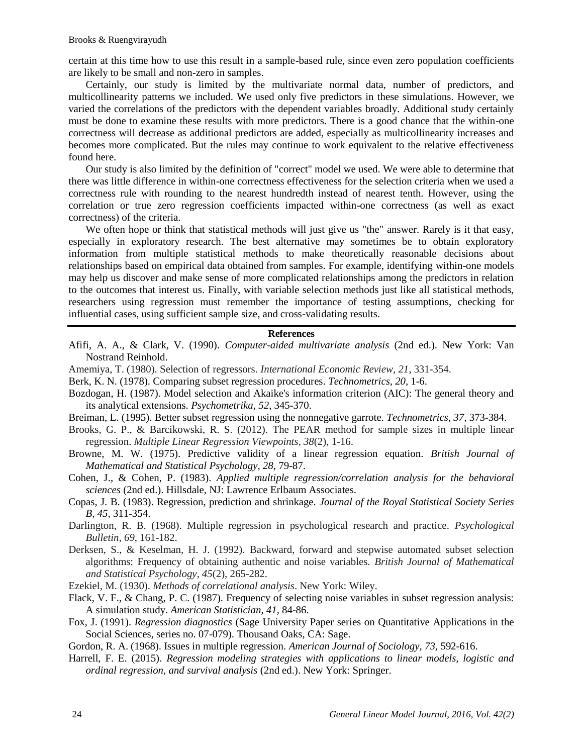certain at this time how to use this result in a sample-based rule, since even zero population coefficients are likely to be small and non-zero in samples.

Certainly, our study is limited by the multivariate normal data, number of predictors, and multicollinearity patterns we included. We used only five predictors in these simulations. However, we varied the correlations of the predictors with the dependent variables broadly. Additional study certainly must be done to examine these results with more predictors. There is a good chance that the within-one correctness will decrease as additional predictors are added, especially as multicollinearity increases and becomes more complicated. But the rules may continue to work equivalent to the relative effectiveness found here.

Our study is also limited by the definition of "correct" model we used. We were able to determine that there was little difference in within-one correctness effectiveness for the selection criteria when we used a correctness rule with rounding to the nearest hundredth instead of nearest tenth. However, using the correlation or true zero regression coefficients impacted within-one correctness (as well as exact correctness) of the criteria.

We often hope or think that statistical methods will just give us "the" answer. Rarely is it that easy, especially in exploratory research. The best alternative may sometimes be to obtain exploratory information from multiple statistical methods to make theoretically reasonable decisions about relationships based on empirical data obtained from samples. For example, identifying within-one models may help us discover and make sense of more complicated relationships among the predictors in relation to the outcomes that interest us. Finally, with variable selection methods just like all statistical methods, researchers using regression must remember the importance of testing assumptions, checking for influential cases, using sufficient sample size, and cross-validating results.

## References

Afifi, A. A., & Clark, V. (1990). *Computer-aided multivariate analysis* (2nd ed.). New York: Van Nostrand Reinhold.

Amemiya, T. (1980). Selection of regressors. *International Economic Review, 21*, 331-354.

Berk, K. N. (1978). Comparing subset regression procedures. *Technometrics, 20,* 1-6.

Bozdogan, H. (1987). Model selection and Akaike's information criterion (AIC): The general theory and its analytical extensions. *Psychometrika, 52*, 345-370.

Breiman, L. (1995). Better subset regression using the nonnegative garrote. *Technometrics, 37*, 373-384.

Brooks, G. P., & Barcikowski, R. S. (2012). The PEAR method for sample sizes in multiple linear regression. *Multiple Linear Regression Viewpoints, 38*(2), 1-16.

Browne, M. W. (1975). Predictive validity of a linear regression equation. *British Journal of Mathematical and Statistical Psychology, 28*, 79-87.

Cohen, J., & Cohen, P. (1983). *Applied multiple regression/correlation analysis for the behavioral sciences* (2nd ed.). Hillsdale, NJ: Lawrence Erlbaum Associates.

Copas, J. B. (1983). Regression, prediction and shrinkage. *Journal of the Royal Statistical Society Series B, 45,* 311-354.

Darlington, R. B. (1968). Multiple regression in psychological research and practice. *Psychological Bulletin, 69*, 161-182.

Derksen, S., & Keselman, H. J. (1992). Backward, forward and stepwise automated subset selection algorithms: Frequency of obtaining authentic and noise variables. *British Journal of Mathematical and Statistical Psychology, 45*(2), 265-282.

Ezekiel, M. (1930). *Methods of correlational analysis*. New York: Wiley.

Flack, V. F., & Chang, P. C. (1987). Frequency of selecting noise variables in subset regression analysis: A simulation study. *American Statistician, 41,* 84-86.

Fox, J. (1991). *Regression diagnostics* (Sage University Paper series on Quantitative Applications in the Social Sciences, series no. 07-079). Thousand Oaks, CA: Sage.

Gordon, R. A. (1968). Issues in multiple regression. *American Journal of Sociology, 73,* 592-616.

Harrell, F. E. (2015). *Regression modeling strategies with applications to linear models, logistic and ordinal regression, and survival analysis* (2nd ed.). New York: Springer.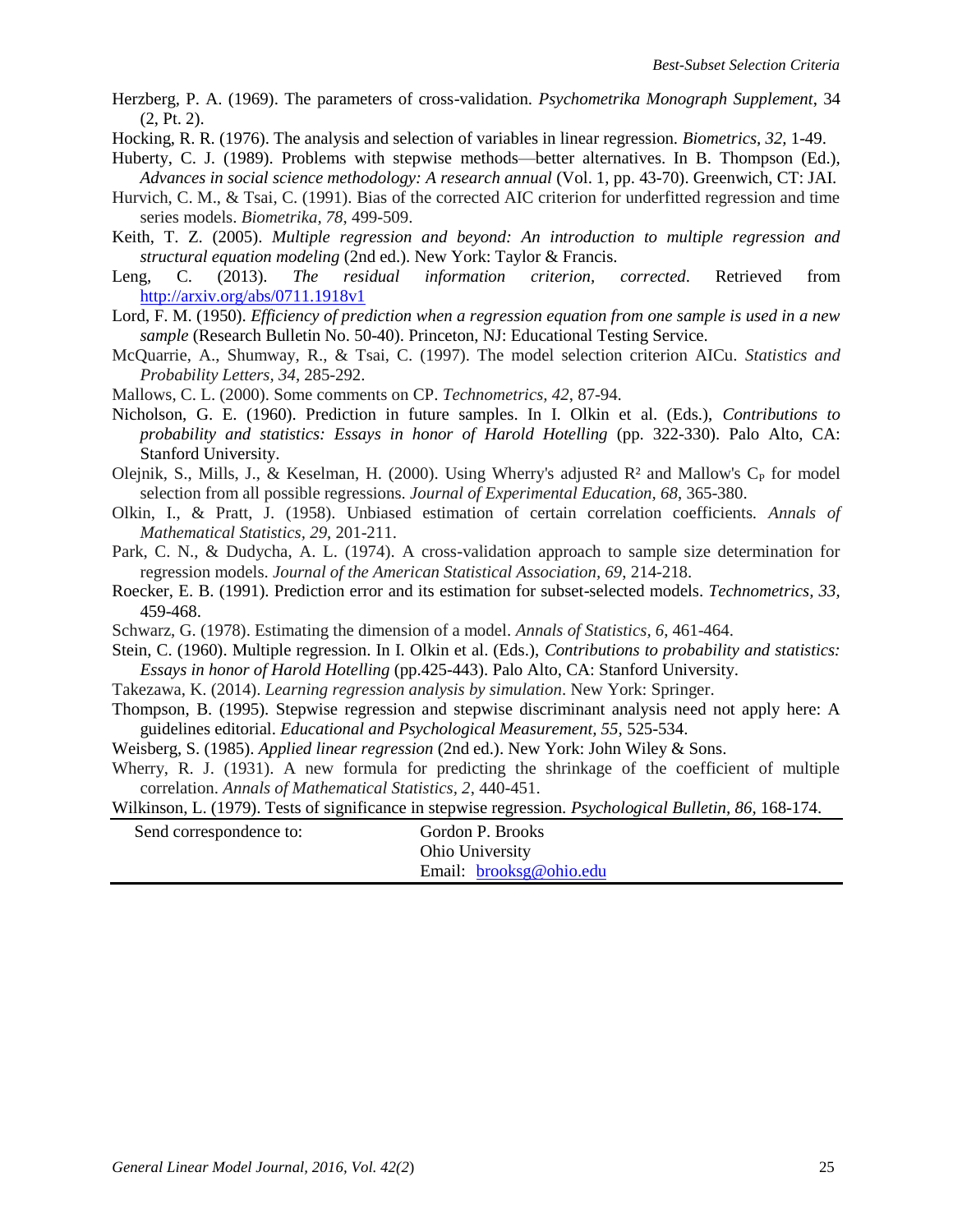Herzberg, P. A. (1969). The parameters of cross-validation. *Psychometrika Monograph Supplement*, 34 (2, Pt. 2).

Hocking, R. R. (1976). The analysis and selection of variables in linear regression. *Biometrics, 32*, 1-49.

Huberty, C. J. (1989). Problems with stepwise methods—better alternatives. In B. Thompson (Ed.), *Advances in social science methodology: A research annual* (Vol. 1, pp. 43-70). Greenwich, CT: JAI.

Hurvich, C. M., & Tsai, C. (1991). Bias of the corrected AIC criterion for underfitted regression and time series models. *Biometrika, 78*, 499-509.

Keith, T. Z. (2005). *Multiple regression and beyond: An introduction to multiple regression and structural equation modeling* (2nd ed.). New York: Taylor & Francis.

Leng, C. (2013). *The residual information criterion, corrected*. Retrieved from http://arxiv.org/abs/0711.1918v1

Lord, F. M. (1950). *Efficiency of prediction when a regression equation from one sample is used in a new sample* (Research Bulletin No. 50-40). Princeton, NJ: Educational Testing Service.

McQuarrie, A., Shumway, R., & Tsai, C. (1997). The model selection criterion AICu. *Statistics and Probability Letters, 34*, 285-292.

Mallows, C. L. (2000). Some comments on CP. *Technometrics, 42*, 87-94.

Nicholson, G. E. (1960). Prediction in future samples. In I. Olkin et al. (Eds.), *Contributions to probability and statistics: Essays in honor of Harold Hotelling* (pp. 322-330). Palo Alto, CA: Stanford University.

Olejnik, S., Mills, J., & Keselman, H. (2000). Using Wherry's adjusted $R^2$ and Mallow's $C_P$ for model selection from all possible regressions. *Journal of Experimental Education, 68*, 365-380.

Olkin, I., & Pratt, J. (1958). Unbiased estimation of certain correlation coefficients. *Annals of Mathematical Statistics, 29*, 201-211.

Park, C. N., & Dudycha, A. L. (1974). A cross-validation approach to sample size determination for regression models. *Journal of the American Statistical Association, 69*, 214-218.

Roecker, E. B. (1991). Prediction error and its estimation for subset-selected models. *Technometrics, 33*, 459-468.

Schwarz, G. (1978). Estimating the dimension of a model. *Annals of Statistics, 6*, 461-464.

Stein, C. (1960). Multiple regression. In I. Olkin et al. (Eds.), *Contributions to probability and statistics: Essays in honor of Harold Hotelling* (pp.425-443). Palo Alto, CA: Stanford University.

Takezawa, K. (2014). *Learning regression analysis by simulation*. New York: Springer.

Thompson, B. (1995). Stepwise regression and stepwise discriminant analysis need not apply here: A guidelines editorial. *Educational and Psychological Measurement, 55*, 525-534.

Weisberg, S. (1985). *Applied linear regression* (2nd ed.). New York: John Wiley & Sons.

Wherry, R. J. (1931). A new formula for predicting the shrinkage of the coefficient of multiple correlation. *Annals of Mathematical Statistics, 2*, 440-451.

Wilkinson, L. (1979). Tests of significance in stepwise regression. *Psychological Bulletin, 86*, 168-174.

| | |
|---|---|
| Send correspondence to: | Gordon P. Brooks<br>Ohio University<br>Email: brooksg@ohio.edu |